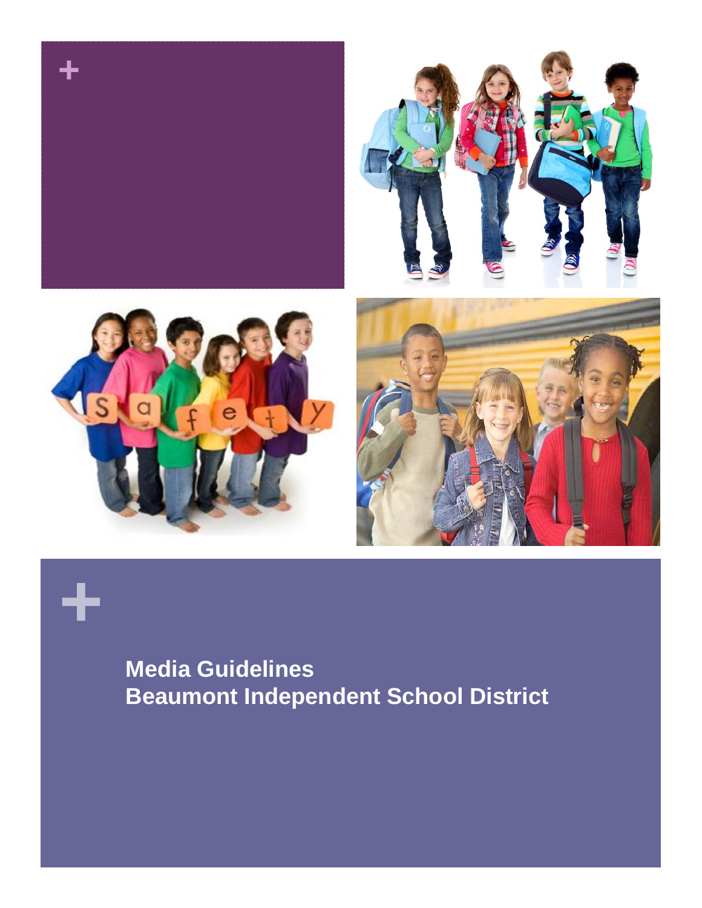# Media Guidelines
# Beaumont Independent School District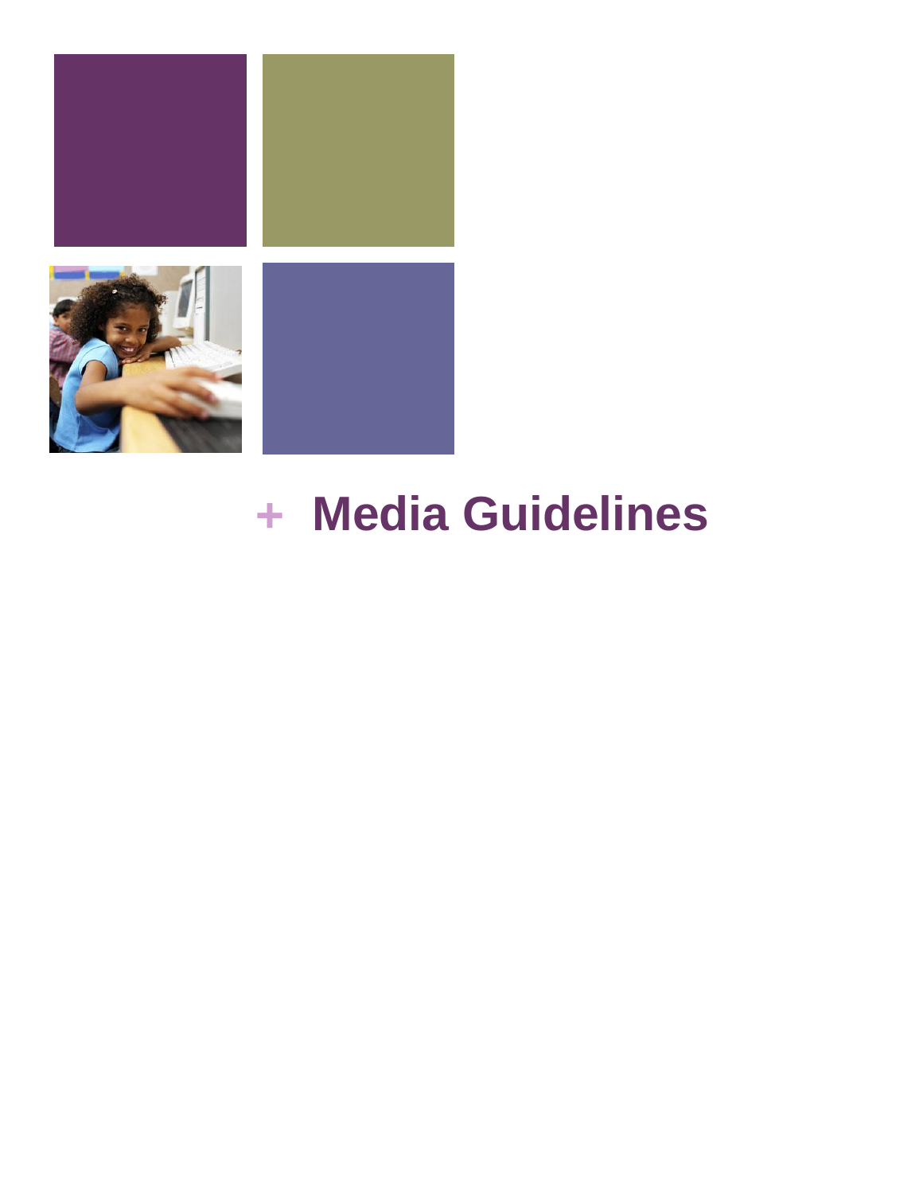# + Media Guidelines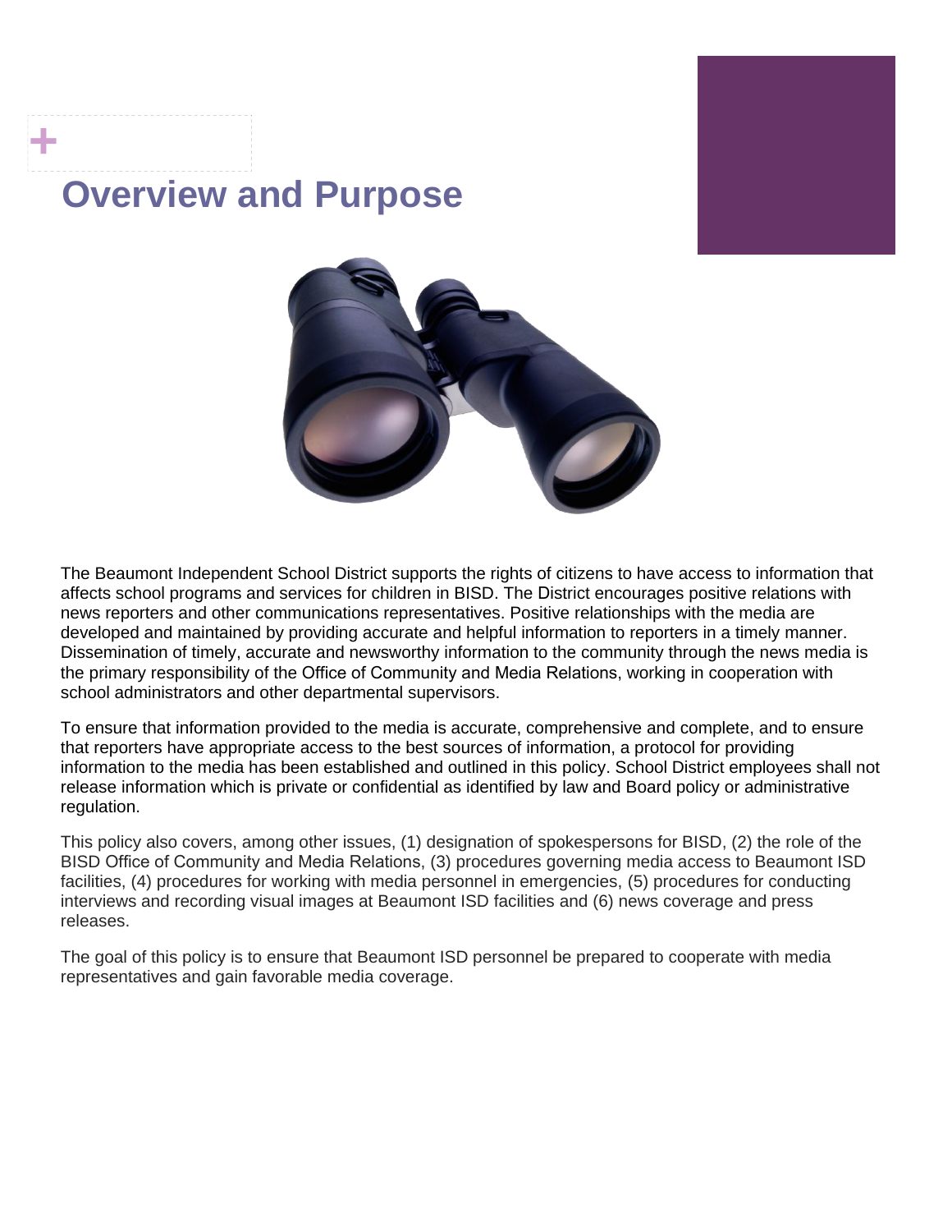# Overview and Purpose

The Beaumont Independent School District supports the rights of citizens to have access to information that affects school programs and services for children in BISD. The District encourages positive relations with news reporters and other communications representatives. Positive relationships with the media are developed and maintained by providing accurate and helpful information to reporters in a timely manner. Dissemination of timely, accurate and newsworthy information to the community through the news media is the primary responsibility of the Office of Community and Media Relations, working in cooperation with school administrators and other departmental supervisors.

To ensure that information provided to the media is accurate, comprehensive and complete, and to ensure that reporters have appropriate access to the best sources of information, a protocol for providing information to the media has been established and outlined in this policy. School District employees shall not release information which is private or confidential as identified by law and Board policy or administrative regulation.

This policy also covers, among other issues, (1) designation of spokespersons for BISD, (2) the role of the BISD Office of Community and Media Relations, (3) procedures governing media access to Beaumont ISD facilities, (4) procedures for working with media personnel in emergencies, (5) procedures for conducting interviews and recording visual images at Beaumont ISD facilities and (6) news coverage and press releases.

The goal of this policy is to ensure that Beaumont ISD personnel be prepared to cooperate with media representatives and gain favorable media coverage.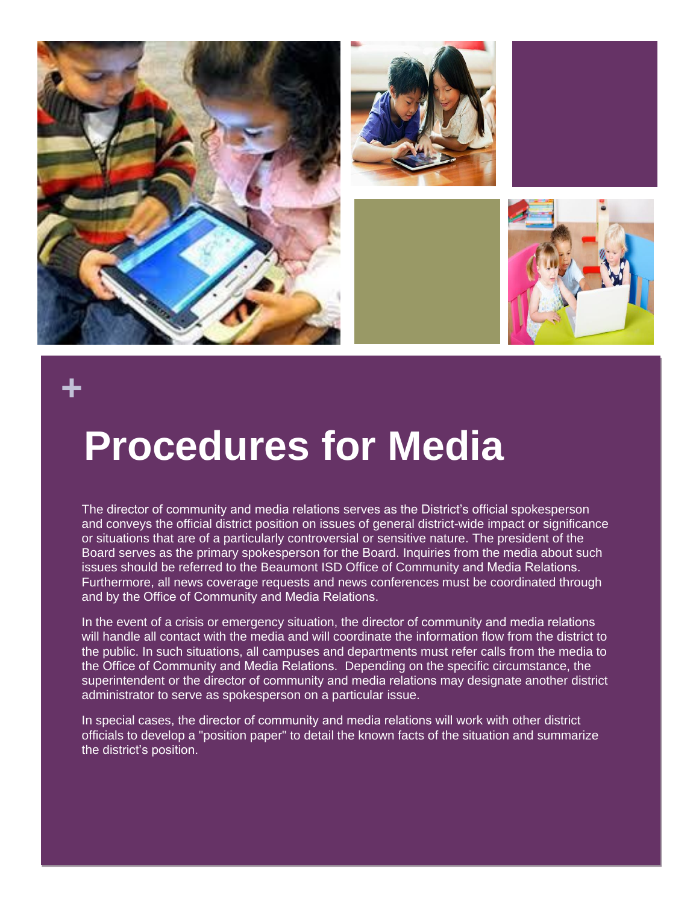# Procedures for Media

The director of community and media relations serves as the District's official spokesperson and conveys the official district position on issues of general district-wide impact or significance or situations that are of a particularly controversial or sensitive nature. The president of the Board serves as the primary spokesperson for the Board. Inquiries from the media about such issues should be referred to the Beaumont ISD Office of Community and Media Relations. Furthermore, all news coverage requests and news conferences must be coordinated through and by the Office of Community and Media Relations.

In the event of a crisis or emergency situation, the director of community and media relations will handle all contact with the media and will coordinate the information flow from the district to the public. In such situations, all campuses and departments must refer calls from the media to the Office of Community and Media Relations. Depending on the specific circumstance, the superintendent or the director of community and media relations may designate another district administrator to serve as spokesperson on a particular issue.

In special cases, the director of community and media relations will work with other district officials to develop a "position paper" to detail the known facts of the situation and summarize the district's position.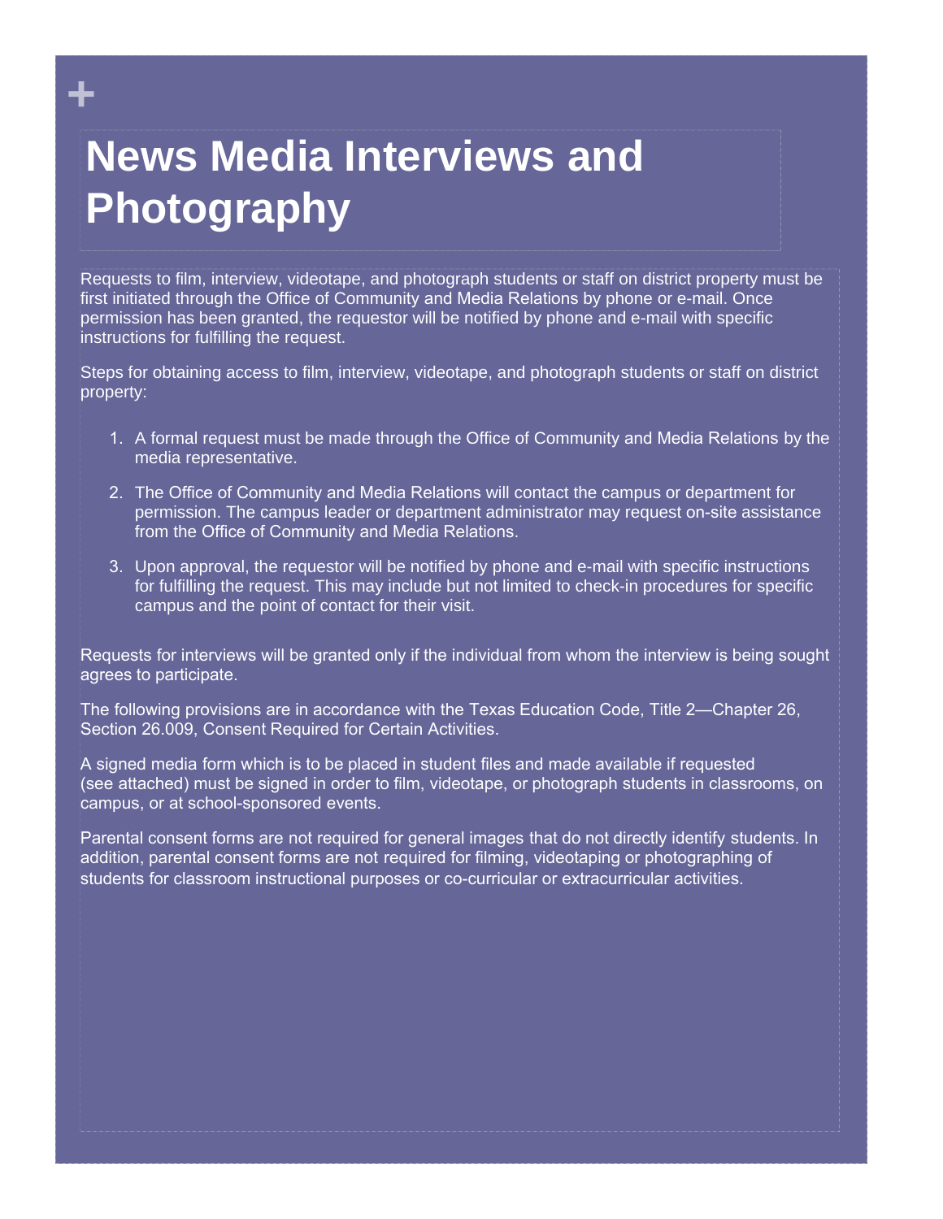# News Media Interviews and Photography

Requests to film, interview, videotape, and photograph students or staff on district property must be first initiated through the Office of Community and Media Relations by phone or e-mail. Once permission has been granted, the requestor will be notified by phone and e-mail with specific instructions for fulfilling the request.

Steps for obtaining access to film, interview, videotape, and photograph students or staff on district property:

1. A formal request must be made through the Office of Community and Media Relations by the media representative.
2. The Office of Community and Media Relations will contact the campus or department for permission. The campus leader or department administrator may request on-site assistance from the Office of Community and Media Relations.
3. Upon approval, the requestor will be notified by phone and e-mail with specific instructions for fulfilling the request. This may include but not limited to check-in procedures for specific campus and the point of contact for their visit.

Requests for interviews will be granted only if the individual from whom the interview is being sought agrees to participate.

The following provisions are in accordance with the Texas Education Code, Title 2—Chapter 26, Section 26.009, Consent Required for Certain Activities.

A signed media form which is to be placed in student files and made available if requested (see attached) must be signed in order to film, videotape, or photograph students in classrooms, on campus, or at school-sponsored events.

Parental consent forms are not required for general images that do not directly identify students. In addition, parental consent forms are not required for filming, videotaping or photographing of students for classroom instructional purposes or co-curricular or extracurricular activities.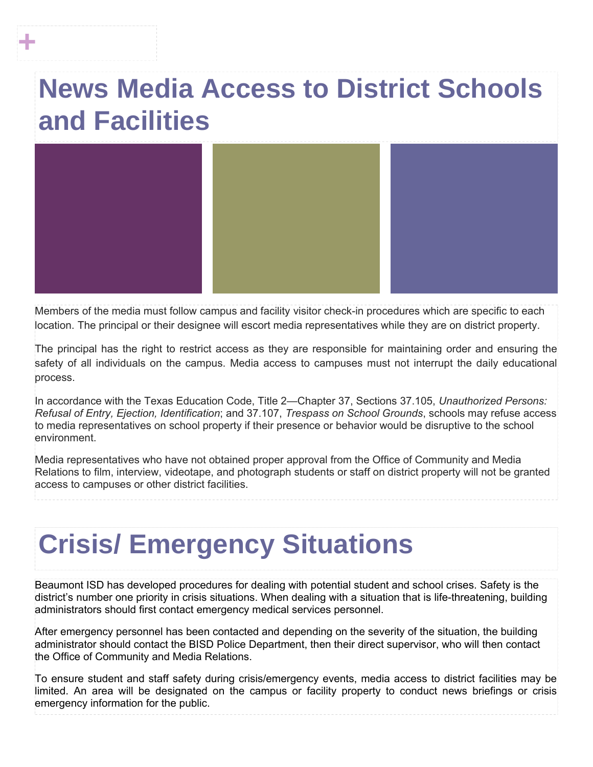# News Media Access to District Schools and Facilities

Members of the media must follow campus and facility visitor check-in procedures which are specific to each location. The principal or their designee will escort media representatives while they are on district property.

The principal has the right to restrict access as they are responsible for maintaining order and ensuring the safety of all individuals on the campus. Media access to campuses must not interrupt the daily educational process.

In accordance with the Texas Education Code, Title 2—Chapter 37, Sections 37.105, *Unauthorized Persons: Refusal of Entry, Ejection, Identification*; and 37.107, *Trespass on School Grounds*, schools may refuse access to media representatives on school property if their presence or behavior would be disruptive to the school environment.

Media representatives who have not obtained proper approval from the Office of Community and Media Relations to film, interview, videotape, and photograph students or staff on district property will not be granted access to campuses or other district facilities.

# Crisis/ Emergency Situations

Beaumont ISD has developed procedures for dealing with potential student and school crises. Safety is the district's number one priority in crisis situations. When dealing with a situation that is life-threatening, building administrators should first contact emergency medical services personnel.

After emergency personnel has been contacted and depending on the severity of the situation, the building administrator should contact the BISD Police Department, then their direct supervisor, who will then contact the Office of Community and Media Relations.

To ensure student and staff safety during crisis/emergency events, media access to district facilities may be limited. An area will be designated on the campus or facility property to conduct news briefings or crisis emergency information for the public.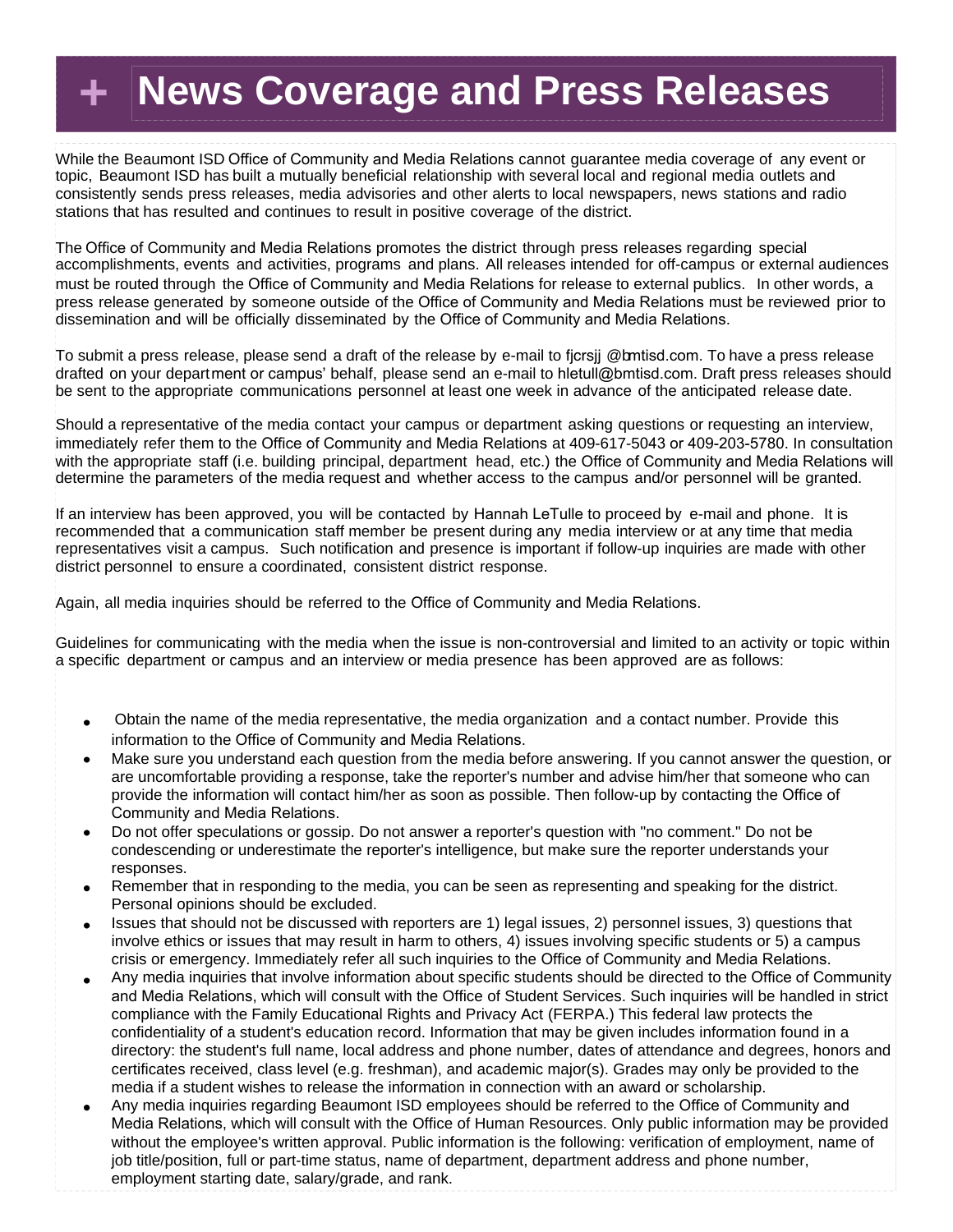# + News Coverage and Press Releases

While the Beaumont ISD Office of Community and Media Relations cannot guarantee media coverage of any event or topic, Beaumont ISD has built a mutually beneficial relationship with several local and regional media outlets and consistently sends press releases, media advisories and other alerts to local newspapers, news stations and radio stations that has resulted and continues to result in positive coverage of the district.

The Office of Community and Media Relations promotes the district through press releases regarding special accomplishments, events and activities, programs and plans. All releases intended for off-campus or external audiences must be routed through the Office of Community and Media Relations for release to external publics. In other words, a press release generated by someone outside of the Office of Community and Media Relations must be reviewed prior to dissemination and will be officially disseminated by the Office of Community and Media Relations.

To submit a press release, please send a draft of the release by e-mail to fjcrsjj @bmtisd.com. To have a press release drafted on your department or campus' behalf, please send an e-mail to hletull@bmtisd.com. Draft press releases should be sent to the appropriate communications personnel at least one week in advance of the anticipated release date.

Should a representative of the media contact your campus or department asking questions or requesting an interview, immediately refer them to the Office of Community and Media Relations at 409-617-5043 or 409-203-5780. In consultation with the appropriate staff (i.e. building principal, department head, etc.) the Office of Community and Media Relations will determine the parameters of the media request and whether access to the campus and/or personnel will be granted.

If an interview has been approved, you will be contacted by Hannah LeTulle to proceed by e-mail and phone. It is recommended that a communication staff member be present during any media interview or at any time that media representatives visit a campus. Such notification and presence is important if follow-up inquiries are made with other district personnel to ensure a coordinated, consistent district response.

Again, all media inquiries should be referred to the Office of Community and Media Relations.

Guidelines for communicating with the media when the issue is non-controversial and limited to an activity or topic within a specific department or campus and an interview or media presence has been approved are as follows:

- Obtain the name of the media representative, the media organization and a contact number. Provide this information to the Office of Community and Media Relations.
- Make sure you understand each question from the media before answering. If you cannot answer the question, or are uncomfortable providing a response, take the reporter's number and advise him/her that someone who can provide the information will contact him/her as soon as possible. Then follow-up by contacting the Office of Community and Media Relations.
- Do not offer speculations or gossip. Do not answer a reporter's question with "no comment." Do not be condescending or underestimate the reporter's intelligence, but make sure the reporter understands your responses.
- Remember that in responding to the media, you can be seen as representing and speaking for the district. Personal opinions should be excluded.
- Issues that should not be discussed with reporters are 1) legal issues, 2) personnel issues, 3) questions that involve ethics or issues that may result in harm to others, 4) issues involving specific students or 5) a campus crisis or emergency. Immediately refer all such inquiries to the Office of Community and Media Relations.
- Any media inquiries that involve information about specific students should be directed to the Office of Community and Media Relations, which will consult with the Office of Student Services. Such inquiries will be handled in strict compliance with the Family Educational Rights and Privacy Act (FERPA.) This federal law protects the confidentiality of a student's education record. Information that may be given includes information found in a directory: the student's full name, local address and phone number, dates of attendance and degrees, honors and certificates received, class level (e.g. freshman), and academic major(s). Grades may only be provided to the media if a student wishes to release the information in connection with an award or scholarship.
- Any media inquiries regarding Beaumont ISD employees should be referred to the Office of Community and Media Relations, which will consult with the Office of Human Resources. Only public information may be provided without the employee's written approval. Public information is the following: verification of employment, name of job title/position, full or part-time status, name of department, department address and phone number, employment starting date, salary/grade, and rank.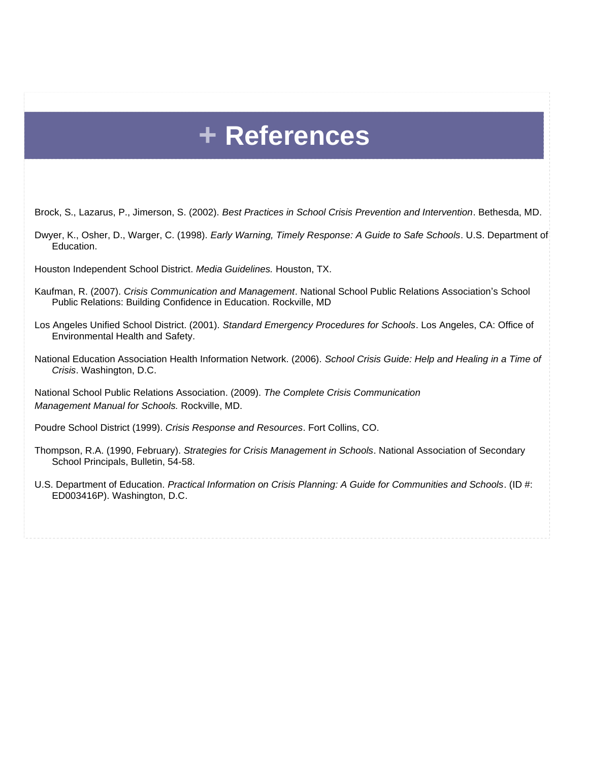# + References

Brock, S., Lazarus, P., Jimerson, S. (2002). *Best Practices in School Crisis Prevention and Intervention*. Bethesda, MD.

Dwyer, K., Osher, D., Warger, C. (1998). *Early Warning, Timely Response: A Guide to Safe Schools*. U.S. Department of Education.

Houston Independent School District. *Media Guidelines.* Houston, TX.

Kaufman, R. (2007). *Crisis Communication and Management*. National School Public Relations Association's School Public Relations: Building Confidence in Education. Rockville, MD

Los Angeles Unified School District. (2001). *Standard Emergency Procedures for Schools*. Los Angeles, CA: Office of Environmental Health and Safety.

National Education Association Health Information Network. (2006). *School Crisis Guide: Help and Healing in a Time of Crisis*. Washington, D.C.

National School Public Relations Association. (2009). *The Complete Crisis Communication Management Manual for Schools.* Rockville, MD.

Poudre School District (1999). *Crisis Response and Resources*. Fort Collins, CO.

Thompson, R.A. (1990, February). *Strategies for Crisis Management in Schools*. National Association of Secondary School Principals, Bulletin, 54-58.

U.S. Department of Education. *Practical Information on Crisis Planning: A Guide for Communities and Schools*. (ID #: ED003416P). Washington, D.C.